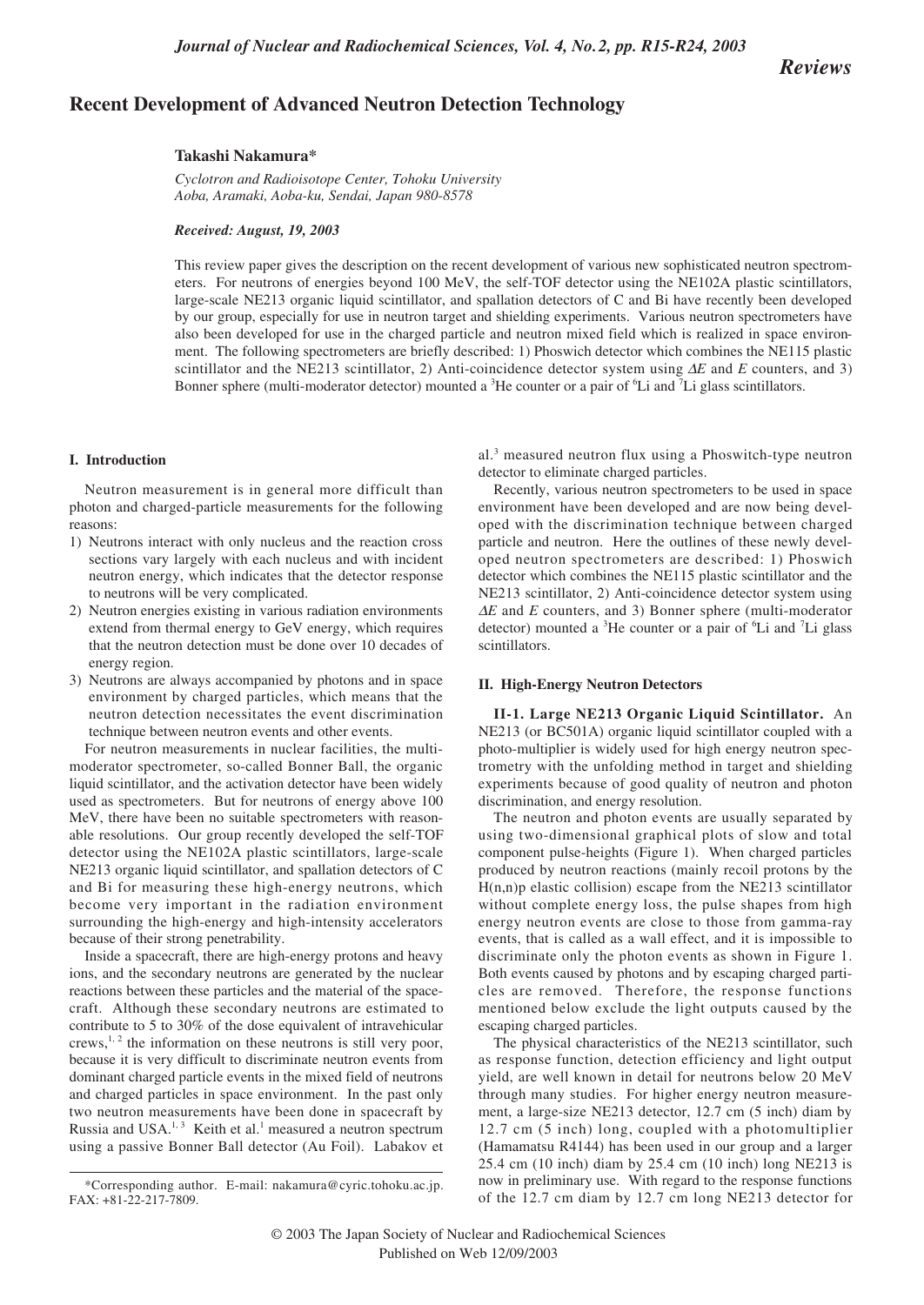*Reviews*

# Recent Development of Advanced Neutron Detection Technology

**Takashi Nakamura***

*Cyclotron and Radioisotope Center, Tohoku University*
*Aoba, Aramaki, Aoba-ku, Sendai, Japan 980-8578*

***Received: August, 19, 2003***

This review paper gives the description on the recent development of various new sophisticated neutron spectrometers. For neutrons of energies beyond 100 MeV, the self-TOF detector using the NE102A plastic scintillators, large-scale NE213 organic liquid scintillator, and spallation detectors of C and Bi have recently been developed by our group, especially for use in neutron target and shielding experiments. Various neutron spectrometers have also been developed for use in the charged particle and neutron mixed field which is realized in space environment. The following spectrometers are briefly described: 1) Phoswich detector which combines the NE115 plastic scintillator and the NE213 scintillator, 2) Anti-coincidence detector system using $\Delta E$ and $E$ counters, and 3) Bonner sphere (multi-moderator detector) mounted a $^{3}$He counter or a pair of $^{6}$Li and $^{7}$Li glass scintillators.

## I. Introduction

Neutron measurement is in general more difficult than photon and charged-particle measurements for the following reasons:

1) Neutrons interact with only nucleus and the reaction cross sections vary largely with each nucleus and with incident neutron energy, which indicates that the detector response to neutrons will be very complicated.
2) Neutron energies existing in various radiation environments extend from thermal energy to GeV energy, which requires that the neutron detection must be done over 10 decades of energy region.
3) Neutrons are always accompanied by photons and in space environment by charged particles, which means that the neutron detection necessitates the event discrimination technique between neutron events and other events.

For neutron measurements in nuclear facilities, the multi-moderator spectrometer, so-called Bonner Ball, the organic liquid scintillator, and the activation detector have been widely used as spectrometers. But for neutrons of energy above 100 MeV, there have been no suitable spectrometers with reasonable resolutions. Our group recently developed the self-TOF detector using the NE102A plastic scintillators, large-scale NE213 organic liquid scintillator, and spallation detectors of C and Bi for measuring these high-energy neutrons, which become very important in the radiation environment surrounding the high-energy and high-intensity accelerators because of their strong penetrability.

Inside a spacecraft, there are high-energy protons and heavy ions, and the secondary neutrons are generated by the nuclear reactions between these particles and the material of the spacecraft. Although these secondary neutrons are estimated to contribute to 5 to 30% of the dose equivalent of intravehicular crews,[1, 2] the information on these neutrons is still very poor, because it is very difficult to discriminate neutron events from dominant charged particle events in the mixed field of neutrons and charged particles in space environment. In the past only two neutron measurements have been done in spacecraft by Russia and USA.[1, 3] Keith et al.[1] measured a neutron spectrum using a passive Bonner Ball detector (Au Foil). Labakov et al.[3] measured neutron flux using a Phoswitch-type neutron detector to eliminate charged particles.

Recently, various neutron spectrometers to be used in space environment have been developed and are now being developed with the discrimination technique between charged particle and neutron. Here the outlines of these newly developed neutron spectrometers are described: 1) Phoswich detector which combines the NE115 plastic scintillator and the NE213 scintillator, 2) Anti-coincidence detector system using $\Delta E$ and $E$ counters, and 3) Bonner sphere (multi-moderator detector) mounted a $^{3}$He counter or a pair of $^{6}$Li and $^{7}$Li glass scintillators.

## II. High-Energy Neutron Detectors

**II-1. Large NE213 Organic Liquid Scintillator.** An NE213 (or BC501A) organic liquid scintillator coupled with a photo-multiplier is widely used for high energy neutron spectrometry with the unfolding method in target and shielding experiments because of good quality of neutron and photon discrimination, and energy resolution.

The neutron and photon events are usually separated by using two-dimensional graphical plots of slow and total component pulse-heights (Figure 1). When charged particles produced by neutron reactions (mainly recoil protons by the H(n,n)p elastic collision) escape from the NE213 scintillator without complete energy loss, the pulse shapes from high energy neutron events are close to those from gamma-ray events, that is called as a wall effect, and it is impossible to discriminate only the photon events as shown in Figure 1. Both events caused by photons and by escaping charged particles are removed. Therefore, the response functions mentioned below exclude the light outputs caused by the escaping charged particles.

The physical characteristics of the NE213 scintillator, such as response function, detection efficiency and light output yield, are well known in detail for neutrons below 20 MeV through many studies. For higher energy neutron measurement, a large-size NE213 detector, 12.7 cm (5 inch) diam by 12.7 cm (5 inch) long, coupled with a photomultiplier (Hamamatsu R4144) has been used in our group and a larger 25.4 cm (10 inch) diam by 25.4 cm (10 inch) long NE213 is now in preliminary use. With regard to the response functions of the 12.7 cm diam by 12.7 cm long NE213 detector for

*Corresponding author. E-mail: nakamura@cyric.tohoku.ac.jp. FAX: +81-22-217-7809.

© 2003 The Japan Society of Nuclear and Radiochemical Sciences
Published on Web 12/09/2003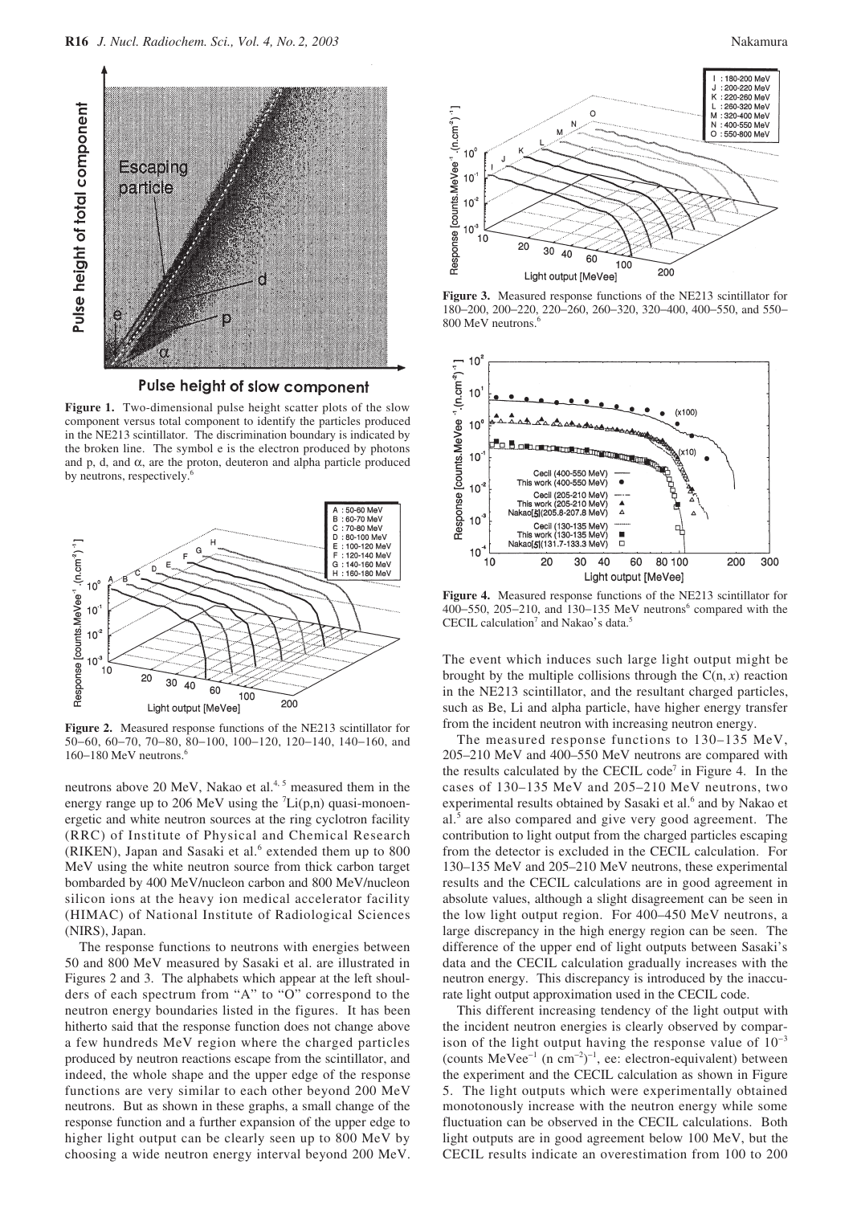**Figure 1.** Two-dimensional pulse height scatter plots of the slow component versus total component to identify the particles produced in the NE213 scintillator. The discrimination boundary is indicated by the broken line. The symbol e is the electron produced by photons and p, d, and α, are the proton, deuteron and alpha particle produced by neutrons, respectively.[6]

**Figure 2.** Measured response functions of the NE213 scintillator for 50−60, 60−70, 70−80, 80−100, 100−120, 120−140, 140−160, and 160−180 MeV neutrons.[6]

neutrons above 20 MeV, Nakao et al.[4, 5] measured them in the energy range up to 206 MeV using the $^{7}$Li(p,n) quasi-monoenergetic and white neutron sources at the ring cyclotron facility (RRC) of Institute of Physical and Chemical Research (RIKEN), Japan and Sasaki et al.[6] extended them up to 800 MeV using the white neutron source from thick carbon target bombarded by 400 MeV/nucleon carbon and 800 MeV/nucleon silicon ions at the heavy ion medical accelerator facility (HIMAC) of National Institute of Radiological Sciences (NIRS), Japan.

The response functions to neutrons with energies between 50 and 800 MeV measured by Sasaki et al. are illustrated in Figures 2 and 3. The alphabets which appear at the left shoulders of each spectrum from "A" to "O" correspond to the neutron energy boundaries listed in the figures. It has been hitherto said that the response function does not change above a few hundreds MeV region where the charged particles produced by neutron reactions escape from the scintillator, and indeed, the whole shape and the upper edge of the response functions are very similar to each other beyond 200 MeV neutrons. But as shown in these graphs, a small change of the response function and a further expansion of the upper edge to higher light output can be clearly seen up to 800 MeV by choosing a wide neutron energy interval beyond 200 MeV.

**Figure 3.** Measured response functions of the NE213 scintillator for 180−200, 200−220, 220−260, 260−320, 320−400, 400−550, and 550−800 MeV neutrons.[6]

**Figure 4.** Measured response functions of the NE213 scintillator for 400−550, 205−210, and 130−135 MeV neutrons[6] compared with the CECIL calculation[7] and Nakao's data.[5]

The event which induces such large light output might be brought by the multiple collisions through the C(n, *x*) reaction in the NE213 scintillator, and the resultant charged particles, such as Be, Li and alpha particle, have higher energy transfer from the incident neutron with increasing neutron energy.

The measured response functions to 130−135 MeV, 205−210 MeV and 400−550 MeV neutrons are compared with the results calculated by the CECIL code[7] in Figure 4. In the cases of 130−135 MeV and 205−210 MeV neutrons, two experimental results obtained by Sasaki et al.[6] and by Nakao et al.[5] are also compared and give very good agreement. The contribution to light output from the charged particles escaping from the detector is excluded in the CECIL calculation. For 130−135 MeV and 205−210 MeV neutrons, these experimental results and the CECIL calculations are in good agreement in absolute values, although a slight disagreement can be seen in the low light output region. For 400−450 MeV neutrons, a large discrepancy in the high energy region can be seen. The difference of the upper end of light outputs between Sasaki's data and the CECIL calculation gradually increases with the neutron energy. This discrepancy is introduced by the inaccurate light output approximation used in the CECIL code.

This different increasing tendency of the light output with the incident neutron energies is clearly observed by comparison of the light output having the response value of $10^{-3}$ (counts MeVee$^{-1}$ (n cm$^{-2}$)$^{-1}$, ee: electron-equivalent) between the experiment and the CECIL calculation as shown in Figure 5. The light outputs which were experimentally obtained monotonously increase with the neutron energy while some fluctuation can be observed in the CECIL calculations. Both light outputs are in good agreement below 100 MeV, but the CECIL results indicate an overestimation from 100 to 200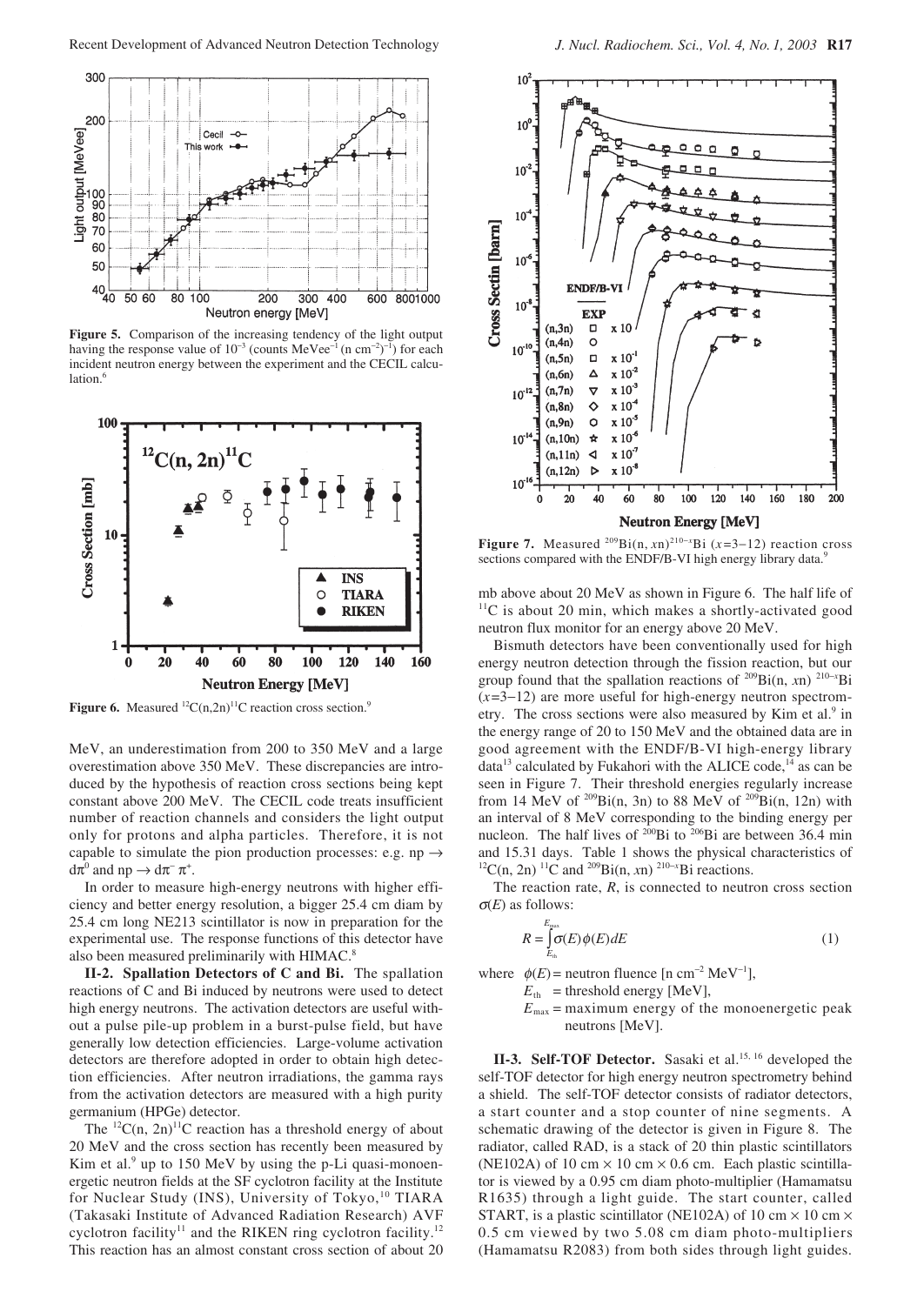**Figure 5.** Comparison of the increasing tendency of the light output having the response value of $10^{-3}$ (counts MeVee$^{-1}$ (n cm$^{-2}$)$^{-1}$) for each incident neutron energy between the experiment and the CECIL calculation.[6]

**Figure 6.** Measured $^{12}C(n,2n)^{11}C$ reaction cross section.[9]

MeV, an underestimation from 200 to 350 MeV and a large overestimation above 350 MeV. These discrepancies are introduced by the hypothesis of reaction cross sections being kept constant above 200 MeV. The CECIL code treats insufficient number of reaction channels and considers the light output only for protons and alpha particles. Therefore, it is not capable to simulate the pion production processes: e.g. np $\rightarrow$ d$\pi^0$ and np $\rightarrow$ d$\pi^- \pi^+$.

In order to measure high-energy neutrons with higher efficiency and better energy resolution, a bigger 25.4 cm diam by 25.4 cm long NE213 scintillator is now in preparation for the experimental use. The response functions of this detector have also been measured preliminarily with HIMAC.[8]

**II-2. Spallation Detectors of C and Bi.** The spallation reactions of C and Bi induced by neutrons were used to detect high energy neutrons. The activation detectors are useful without a pulse pile-up problem in a burst-pulse field, but have generally low detection efficiencies. Large-volume activation detectors are therefore adopted in order to obtain high detection efficiencies. After neutron irradiations, the gamma rays from the activation detectors are measured with a high purity germanium (HPGe) detector.

The $^{12}C(n, 2n)^{11}C$ reaction has a threshold energy of about 20 MeV and the cross section has recently been measured by Kim et al.[9] up to 150 MeV by using the p-Li quasi-monoenergetic neutron fields at the SF cyclotron facility at the Institute for Nuclear Study (INS), University of Tokyo,[10] TIARA (Takasaki Institute of Advanced Radiation Research) AVF cyclotron facility[11] and the RIKEN ring cyclotron facility.[12] This reaction has an almost constant cross section of about 20 mb above about 20 MeV as shown in Figure 6. The half life of $^{11}C$ is about 20 min, which makes a shortly-activated good neutron flux monitor for an energy above 20 MeV.

**Figure 7.** Measured $^{209}Bi(n, xn)^{210-x}Bi$ ($x$=3−12) reaction cross sections compared with the ENDF/B-VI high energy library data.[9]

Bismuth detectors have been conventionally used for high energy neutron detection through the fission reaction, but our group found that the spallation reactions of $^{209}Bi(n, xn)$ $^{210-x}Bi$ ($x$=3−12) are more useful for high-energy neutron spectrometry. The cross sections were also measured by Kim et al.[9] in the energy range of 20 to 150 MeV and the obtained data are in good agreement with the ENDF/B-VI high-energy library data[13] calculated by Fukahori with the ALICE code,[14] as can be seen in Figure 7. Their threshold energies regularly increase from 14 MeV of $^{209}Bi(n, 3n)$ to 88 MeV of $^{209}Bi(n, 12n)$ with an interval of 8 MeV corresponding to the binding energy per nucleon. The half lives of $^{200}Bi$ to $^{206}Bi$ are between 36.4 min and 15.31 days. Table 1 shows the physical characteristics of $^{12}C(n, 2n)$ $^{11}C$ and $^{209}Bi(n, xn)$ $^{210-x}Bi$ reactions.

The reaction rate, $R$, is connected to neutron cross section $\sigma(E)$ as follows:

$$R = \int_{E_{th}}^{E_{max}} \sigma(E)\phi(E)dE \tag{1}$$

where $\phi(E)$ = neutron fluence [n cm$^{-2}$ MeV$^{-1}$],
$E_{th}$ = threshold energy [MeV],
$E_{max}$ = maximum energy of the monoenergetic peak neutrons [MeV].

**II-3. Self-TOF Detector.** Sasaki et al.[15, 16] developed the self-TOF detector for high energy neutron spectrometry behind a shield. The self-TOF detector consists of radiator detectors, a start counter and a stop counter of nine segments. A schematic drawing of the detector is given in Figure 8. The radiator, called RAD, is a stack of 20 thin plastic scintillators (NE102A) of 10 cm × 10 cm × 0.6 cm. Each plastic scintillator is viewed by a 0.95 cm diam photo-multiplier (Hamamatsu R1635) through a light guide. The start counter, called START, is a plastic scintillator (NE102A) of 10 cm × 10 cm × 0.5 cm viewed by two 5.08 cm diam photo-multipliers (Hamamatsu R2083) from both sides through light guides.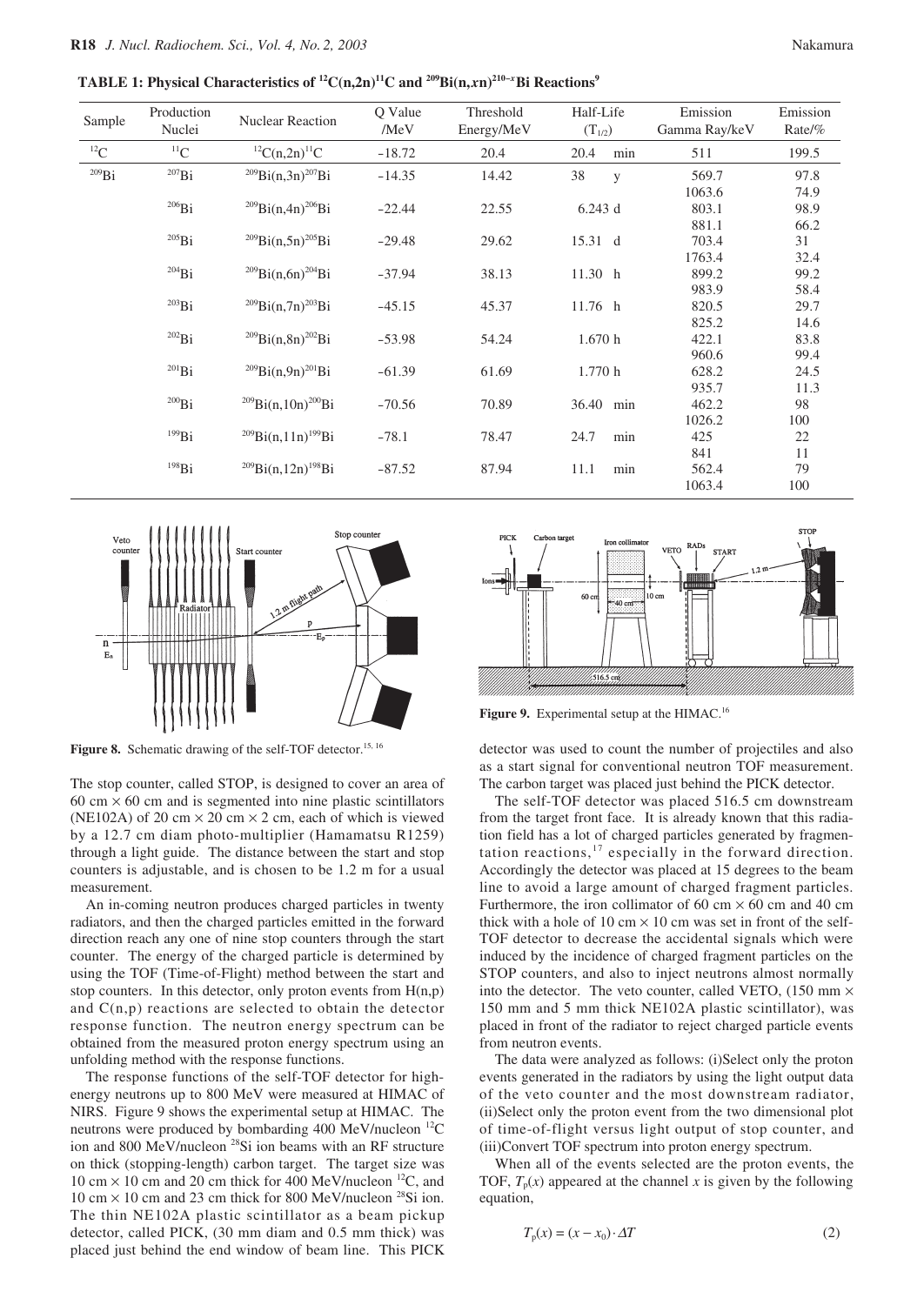**TABLE 1: Physical Characteristics of $^{12}C(n,2n)^{11}C$ and $^{209}Bi(n,xn)^{210-x}Bi$ Reactions[9]**

| Sample | Production Nuclei | Nuclear Reaction | Q Value /MeV | Threshold Energy/MeV | Half-Life ($T_{1/2}$) | Emission Gamma Ray/keV | Emission Rate/% |
|---|---|---|---|---|---|---|---|
| $^{12}C$ | $^{11}C$ | $^{12}C(n,2n)^{11}C$ | −18.72 | 20.4 | 20.4 min | 511 | 199.5 |
| $^{209}Bi$ | $^{207}Bi$ | $^{209}Bi(n,3n)^{207}Bi$ | −14.35 | 14.42 | 38 y | 569.7 | 97.8 |
| | | | | | | 1063.6 | 74.9 |
| | $^{206}Bi$ | $^{209}Bi(n,4n)^{206}Bi$ | −22.44 | 22.55 | 6.243 d | 803.1 | 98.9 |
| | | | | | | 881.1 | 66.2 |
| | $^{205}Bi$ | $^{209}Bi(n,5n)^{205}Bi$ | −29.48 | 29.62 | 15.31 d | 703.4 | 31 |
| | | | | | | 1763.4 | 32.4 |
| | $^{204}Bi$ | $^{209}Bi(n,6n)^{204}Bi$ | −37.94 | 38.13 | 11.30 h | 899.2 | 99.2 |
| | | | | | | 983.9 | 58.4 |
| | $^{203}Bi$ | $^{209}Bi(n,7n)^{203}Bi$ | −45.15 | 45.37 | 11.76 h | 820.5 | 29.7 |
| | | | | | | 825.2 | 14.6 |
| | $^{202}Bi$ | $^{209}Bi(n,8n)^{202}Bi$ | −53.98 | 54.24 | 1.670 h | 422.1 | 83.8 |
| | | | | | | 960.6 | 99.4 |
| | $^{201}Bi$ | $^{209}Bi(n,9n)^{201}Bi$ | −61.39 | 61.69 | 1.770 h | 628.2 | 24.5 |
| | | | | | | 935.7 | 11.3 |
| | $^{200}Bi$ | $^{209}Bi(n,10n)^{200}Bi$ | −70.56 | 70.89 | 36.40 min | 462.2 | 98 |
| | | | | | | 1026.2 | 100 |
| | $^{199}Bi$ | $^{209}Bi(n,11n)^{199}Bi$ | −78.1 | 78.47 | 24.7 min | 425 | 22 |
| | | | | | | 841 | 11 |
| | $^{198}Bi$ | $^{209}Bi(n,12n)^{198}Bi$ | −87.52 | 87.94 | 11.1 min | 562.4 | 79 |
| | | | | | | 1063.4 | 100 |

**Figure 8.** Schematic drawing of the self-TOF detector.[15, 16]

The stop counter, called STOP, is designed to cover an area of 60 cm × 60 cm and is segmented into nine plastic scintillators (NE102A) of 20 cm × 20 cm × 2 cm, each of which is viewed by a 12.7 cm diam photo-multiplier (Hamamatsu R1259) through a light guide. The distance between the start and stop counters is adjustable, and is chosen to be 1.2 m for a usual measurement.

An in-coming neutron produces charged particles in twenty radiators, and then the charged particles emitted in the forward direction reach any one of nine stop counters through the start counter. The energy of the charged particle is determined by using the TOF (Time-of-Flight) method between the start and stop counters. In this detector, only proton events from H(n,p) and C(n,p) reactions are selected to obtain the detector response function. The neutron energy spectrum can be obtained from the measured proton energy spectrum using an unfolding method with the response functions.

The response functions of the self-TOF detector for high-energy neutrons up to 800 MeV were measured at HIMAC of NIRS. Figure 9 shows the experimental setup at HIMAC. The neutrons were produced by bombarding 400 MeV/nucleon $^{12}C$ ion and 800 MeV/nucleon $^{28}Si$ ion beams with an RF structure on thick (stopping-length) carbon target. The target size was 10 cm × 10 cm and 20 cm thick for 400 MeV/nucleon $^{12}C$, and 10 cm × 10 cm and 23 cm thick for 800 MeV/nucleon $^{28}Si$ ion. The thin NE102A plastic scintillator as a beam pickup detector, called PICK, (30 mm diam and 0.5 mm thick) was placed just behind the end window of beam line. This PICK detector was used to count the number of projectiles and also as a start signal for conventional neutron TOF measurement. The carbon target was placed just behind the PICK detector.

**Figure 9.** Experimental setup at the HIMAC.[16]

The self-TOF detector was placed 516.5 cm downstream from the target front face. It is already known that this radiation field has a lot of charged particles generated by fragmentation reactions,[17] especially in the forward direction. Accordingly the detector was placed at 15 degrees to the beam line to avoid a large amount of charged fragment particles. Furthermore, the iron collimator of 60 cm × 60 cm and 40 cm thick with a hole of 10 cm × 10 cm was set in front of the self-TOF detector to decrease the accidental signals which were induced by the incidence of charged fragment particles on the STOP counters, and also to inject neutrons almost normally into the detector. The veto counter, called VETO, (150 mm × 150 mm and 5 mm thick NE102A plastic scintillator), was placed in front of the radiator to reject charged particle events from neutron events.

The data were analyzed as follows: (i)Select only the proton events generated in the radiators by using the light output data of the veto counter and the most downstream radiator, (ii)Select only the proton event from the two dimensional plot of time-of-flight versus light output of stop counter, and (iii)Convert TOF spectrum into proton energy spectrum.

When all of the events selected are the proton events, the TOF, $T_p(x)$ appeared at the channel $x$ is given by the following equation,

$$T_p(x) = (x - x_0) \cdot \Delta T \tag{2}$$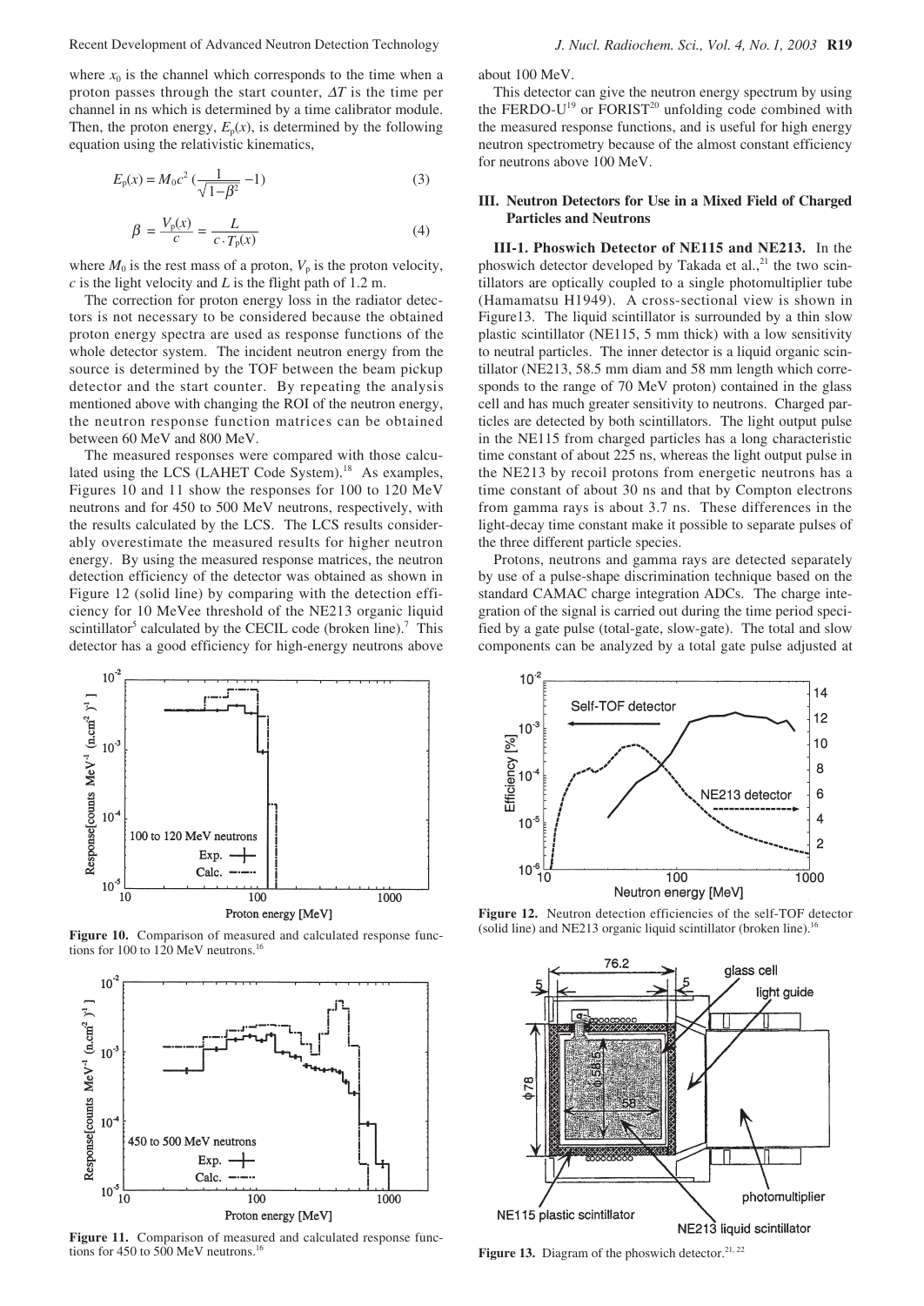where $x_0$ is the channel which corresponds to the time when a proton passes through the start counter, $\Delta T$ is the time per channel in ns which is determined by a time calibrator module. Then, the proton energy, $E_p(x)$, is determined by the following equation using the relativistic kinematics,

$$E_p(x) = M_0c^2\left(\frac{1}{\sqrt{1-\beta^2}} - 1\right) \quad (3)$$

$$\beta = \frac{V_p(x)}{c} = \frac{L}{c \cdot T_p(x)} \quad (4)$$

where $M_0$ is the rest mass of a proton, $V_p$ is the proton velocity, $c$ is the light velocity and $L$ is the flight path of 1.2 m.

The correction for proton energy loss in the radiator detectors is not necessary to be considered because the obtained proton energy spectra are used as response functions of the whole detector system. The incident neutron energy from the source is determined by the TOF between the beam pickup detector and the start counter. By repeating the analysis mentioned above with changing the ROI of the neutron energy, the neutron response function matrices can be obtained between 60 MeV and 800 MeV.

The measured responses were compared with those calculated using the LCS (LAHET Code System).[18] As examples, Figures 10 and 11 show the responses for 100 to 120 MeV neutrons and for 450 to 500 MeV neutrons, respectively, with the results calculated by the LCS. The LCS results considerably overestimate the measured results for higher neutron energy. By using the measured response matrices, the neutron detection efficiency of the detector was obtained as shown in Figure 12 (solid line) by comparing with the detection efficiency for 10 MeVee threshold of the NE213 organic liquid scintillator[5] calculated by the CECIL code (broken line).[7] This detector has a good efficiency for high-energy neutrons above about 100 MeV.

This detector can give the neutron energy spectrum by using the FERDO-U[19] or FORIST[20] unfolding code combined with the measured response functions, and is useful for high energy neutron spectrometry because of the almost constant efficiency for neutrons above 100 MeV.

Figure 10. Comparison of measured and calculated response functions for 100 to 120 MeV neutrons.[16]

Figure 11. Comparison of measured and calculated response functions for 450 to 500 MeV neutrons.[16]

## III. Neutron Detectors for Use in a Mixed Field of Charged Particles and Neutrons

**III-1. Phoswich Detector of NE115 and NE213.** In the phoswich detector developed by Takada et al.,[21] the two scintillators are optically coupled to a single photomultiplier tube (Hamamatsu H1949). A cross-sectional view is shown in Figure13. The liquid scintillator is surrounded by a thin slow plastic scintillator (NE115, 5 mm thick) with a low sensitivity to neutral particles. The inner detector is a liquid organic scintillator (NE213, 58.5 mm diam and 58 mm length which corresponds to the range of 70 MeV proton) contained in the glass cell and has much greater sensitivity to neutrons. Charged particles are detected by both scintillators. The light output pulse in the NE115 from charged particles has a long characteristic time constant of about 225 ns, whereas the light output pulse in the NE213 by recoil protons from energetic neutrons has a time constant of about 30 ns and that by Compton electrons from gamma rays is about 3.7 ns. These differences in the light-decay time constant make it possible to separate pulses of the three different particle species.

Protons, neutrons and gamma rays are detected separately by use of a pulse-shape discrimination technique based on the standard CAMAC charge integration ADCs. The charge integration of the signal is carried out during the time period specified by a gate pulse (total-gate, slow-gate). The total and slow components can be analyzed by a total gate pulse adjusted at

Figure 12. Neutron detection efficiencies of the self-TOF detector (solid line) and NE213 organic liquid scintillator (broken line).[16]

Figure 13. Diagram of the phoswich detector.[21, 22]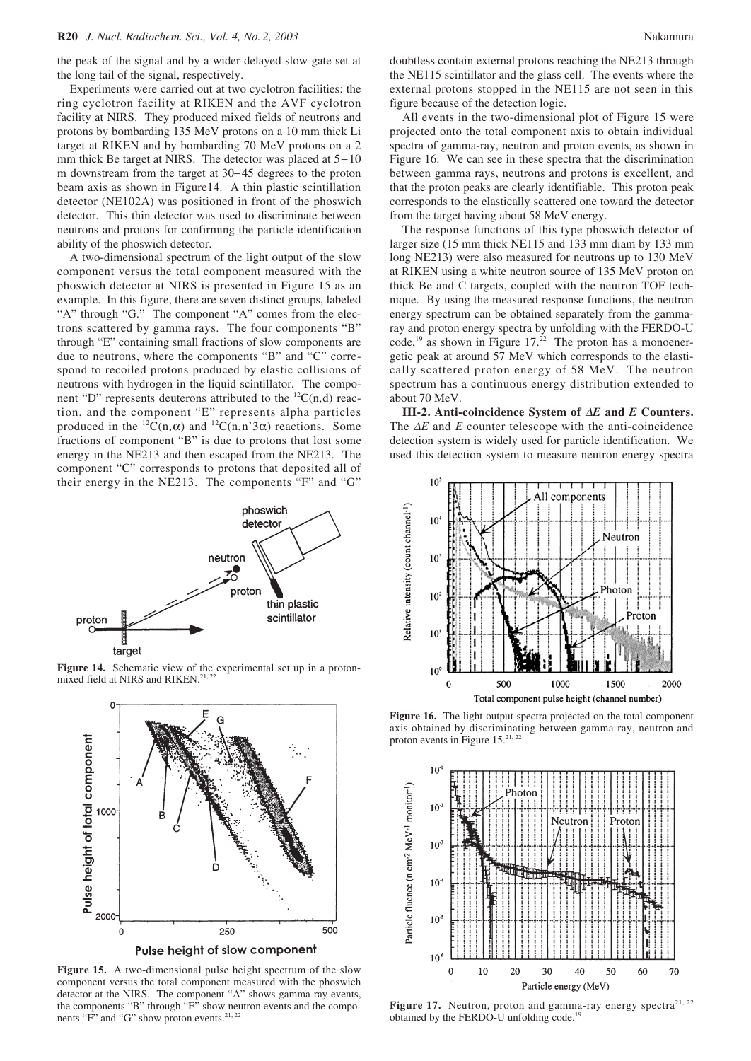the peak of the signal and by a wider delayed slow gate set at the long tail of the signal, respectively.

Experiments were carried out at two cyclotron facilities: the ring cyclotron facility at RIKEN and the AVF cyclotron facility at NIRS. They produced mixed fields of neutrons and protons by bombarding 135 MeV protons on a 10 mm thick Li target at RIKEN and by bombarding 70 MeV protons on a 2 mm thick Be target at NIRS. The detector was placed at 5−10 m downstream from the target at 30−45 degrees to the proton beam axis as shown in Figure14. A thin plastic scintillation detector (NE102A) was positioned in front of the phoswich detector. This thin detector was used to discriminate between neutrons and protons for confirming the particle identification ability of the phoswich detector.

A two-dimensional spectrum of the light output of the slow component versus the total component measured with the phoswich detector at NIRS is presented in Figure 15 as an example. In this figure, there are seven distinct groups, labeled "A" through "G." The component "A" comes from the electrons scattered by gamma rays. The four components "B" through "E" containing small fractions of slow components are due to neutrons, where the components "B" and "C" correspond to recoiled protons produced by elastic collisions of neutrons with hydrogen in the liquid scintillator. The component "D" represents deuterons attributed to the $^{12}C(n,d)$ reaction, and the component "E" represents alpha particles produced in the $^{12}C(n,\alpha)$ and $^{12}C(n,n'3\alpha)$ reactions. Some fractions of component "B" is due to protons that lost some energy in the NE213 and then escaped from the NE213. The component "C" corresponds to protons that deposited all of their energy in the NE213. The components "F" and "G" doubtless contain external protons reaching the NE213 through the NE115 scintillator and the glass cell. The events where the external protons stopped in the NE115 are not seen in this figure because of the detection logic.

**Figure 14.** Schematic view of the experimental set up in a proton-mixed field at NIRS and RIKEN.[21, 22]

**Figure 15.** A two-dimensional pulse height spectrum of the slow component versus the total component measured with the phoswich detector at the NIRS. The component "A" shows gamma-ray events, the components "B" through "E" show neutron events and the components "F" and "G" show proton events.[21, 22]

All events in the two-dimensional plot of Figure 15 were projected onto the total component axis to obtain individual spectra of gamma-ray, neutron and proton events, as shown in Figure 16. We can see in these spectra that the discrimination between gamma rays, neutrons and protons is excellent, and that the proton peaks are clearly identifiable. This proton peak corresponds to the elastically scattered one toward the detector from the target having about 58 MeV energy.

The response functions of this type phoswich detector of larger size (15 mm thick NE115 and 133 mm diam by 133 mm long NE213) were also measured for neutrons up to 130 MeV at RIKEN using a white neutron source of 135 MeV proton on thick Be and C targets, coupled with the neutron TOF technique. By using the measured response functions, the neutron energy spectrum can be obtained separately from the gamma-ray and proton energy spectra by unfolding with the FERDO-U code,[19] as shown in Figure 17.[22] The proton has a monoenergetic peak at around 57 MeV which corresponds to the elastically scattered proton energy of 58 MeV. The neutron spectrum has a continuous energy distribution extended to about 70 MeV.

**III-2. Anti-coincidence System of $\Delta E$ and $E$ Counters.** The $\Delta E$ and $E$ counter telescope with the anti-coincidence detection system is widely used for particle identification. We used this detection system to measure neutron energy spectra

**Figure 16.** The light output spectra projected on the total component axis obtained by discriminating between gamma-ray, neutron and proton events in Figure 15.[21, 22]

**Figure 17.** Neutron, proton and gamma-ray energy spectra[21, 22] obtained by the FERDO-U unfolding code.[19]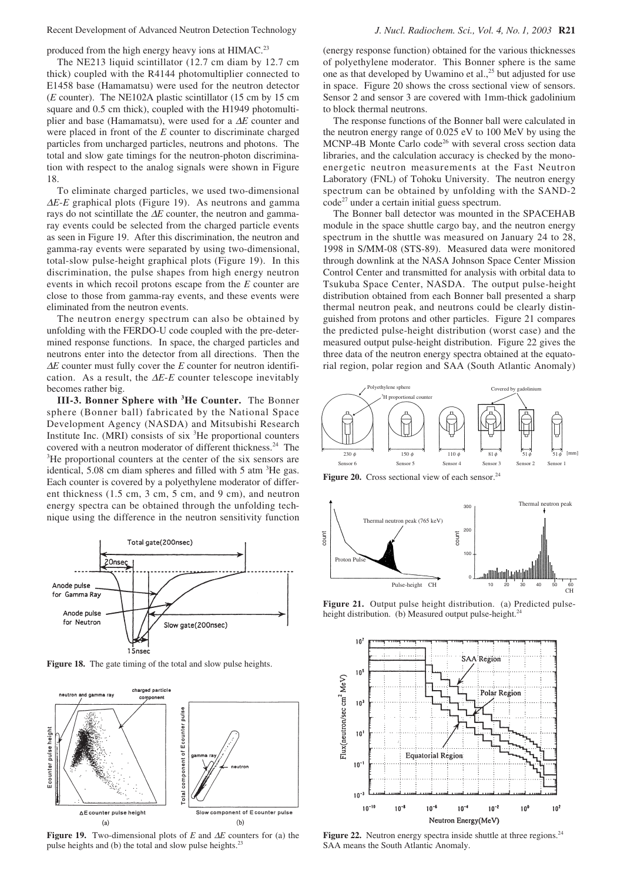produced from the high energy heavy ions at HIMAC.[23]

The NE213 liquid scintillator (12.7 cm diam by 12.7 cm thick) coupled with the R4144 photomultiplier connected to E1458 base (Hamamatsu) were used for the neutron detector (*E* counter). The NE102A plastic scintillator (15 cm by 15 cm square and 0.5 cm thick), coupled with the H1949 photomultiplier and base (Hamamatsu), were used for a $\Delta E$ counter and were placed in front of the *E* counter to discriminate charged particles from uncharged particles, neutrons and photons. The total and slow gate timings for the neutron-photon discrimination with respect to the analog signals were shown in Figure 18.

To eliminate charged particles, we used two-dimensional $\Delta E$-$E$ graphical plots (Figure 19). As neutrons and gamma rays do not scintillate the $\Delta E$ counter, the neutron and gamma-ray events could be selected from the charged particle events as seen in Figure 19. After this discrimination, the neutron and gamma-ray events were separated by using two-dimensional, total-slow pulse-height graphical plots (Figure 19). In this discrimination, the pulse shapes from high energy neutron events in which recoil protons escape from the *E* counter are close to those from gamma-ray events, and these events were eliminated from the neutron events.

The neutron energy spectrum can also be obtained by unfolding with the FERDO-U code coupled with the pre-determined response functions. In space, the charged particles and neutrons enter into the detector from all directions. Then the $\Delta E$ counter must fully cover the *E* counter for neutron identification. As a result, the $\Delta E$-$E$ counter telescope inevitably becomes rather big.

**III-3. Bonner Sphere with $^3$He Counter.** The Bonner sphere (Bonner ball) fabricated by the National Space Development Agency (NASDA) and Mitsubishi Research Institute Inc. (MRI) consists of six $^3$He proportional counters covered with a neutron moderator of different thickness.[24] The $^3$He proportional counters at the center of the six sensors are identical, 5.08 cm diam spheres and filled with 5 atm $^3$He gas. Each counter is covered by a polyethylene moderator of different thickness (1.5 cm, 3 cm, 5 cm, and 9 cm), and neutron energy spectra can be obtained through the unfolding technique using the difference in the neutron sensitivity function

**Figure 18.** The gate timing of the total and slow pulse heights.

**Figure 19.** Two-dimensional plots of *E* and $\Delta E$ counters for (a) the pulse heights and (b) the total and slow pulse heights.[23]

(energy response function) obtained for the various thicknesses of polyethylene moderator. This Bonner sphere is the same one as that developed by Uwamino et al.,[25] but adjusted for use in space. Figure 20 shows the cross sectional view of sensors. Sensor 2 and sensor 3 are covered with 1mm-thick gadolinium to block thermal neutrons.

The response functions of the Bonner ball were calculated in the neutron energy range of 0.025 eV to 100 MeV by using the MCNP-4B Monte Carlo code[26] with several cross section data libraries, and the calculation accuracy is checked by the mono-energetic neutron measurements at the Fast Neutron Laboratory (FNL) of Tohoku University. The neutron energy spectrum can be obtained by unfolding with the SAND-2 code[27] under a certain initial guess spectrum.

The Bonner ball detector was mounted in the SPACEHAB module in the space shuttle cargo bay, and the neutron energy spectrum in the shuttle was measured on January 24 to 28, 1998 in S/MM-08 (STS-89). Measured data were monitored through downlink at the NASA Johnson Space Center Mission Control Center and transmitted for analysis with orbital data to Tsukuba Space Center, NASDA. The output pulse-height distribution obtained from each Bonner ball presented a sharp thermal neutron peak, and neutrons could be clearly distinguished from protons and other particles. Figure 21 compares the predicted pulse-height distribution (worst case) and the measured output pulse-height distribution. Figure 22 gives the three data of the neutron energy spectra obtained at the equatorial region, polar region and SAA (South Atlantic Anomaly)

**Figure 20.** Cross sectional view of each sensor.[24]

**Figure 21.** Output pulse height distribution. (a) Predicted pulse-height distribution. (b) Measured output pulse-height.[24]

**Figure 22.** Neutron energy spectra inside shuttle at three regions.[24] SAA means the South Atlantic Anomaly.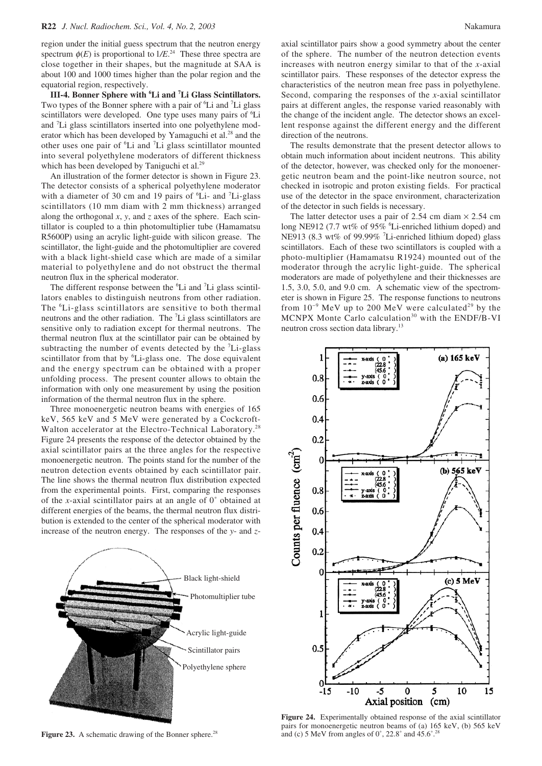region under the initial guess spectrum that the neutron energy spectrum $\phi(E)$ is proportional to $1/E$.[24] These three spectra are close together in their shapes, but the magnitude at SAA is about 100 and 1000 times higher than the polar region and the equatorial region, respectively.

**III-4. Bonner Sphere with $^6$Li and $^7$Li Glass Scintillators.** Two types of the Bonner sphere with a pair of $^6$Li and $^7$Li glass scintillators were developed. One type uses many pairs of $^6$Li and $^7$Li glass scintillators inserted into one polyethylene moderator which has been developed by Yamaguchi et al.[28] and the other uses one pair of $^6$Li and $^7$Li glass scintillator mounted into several polyethylene moderators of different thickness which has been developed by Taniguchi et al.[29]

An illustration of the former detector is shown in Figure 23. The detector consists of a spherical polyethylene moderator with a diameter of 30 cm and 19 pairs of $^6$Li- and $^7$Li-glass scintillators (10 mm diam with 2 mm thickness) arranged along the orthogonal $x$, $y$, and $z$ axes of the sphere. Each scintillator is coupled to a thin photomultiplier tube (Hamamatsu R5600P) using an acrylic light-guide with silicon grease. The scintillator, the light-guide and the photomultiplier are covered with a black light-shield case which are made of a similar material to polyethylene and do not obstruct the thermal neutron flux in the spherical moderator.

The different response between the $^6$Li and $^7$Li glass scintillators enables to distinguish neutrons from other radiation. The $^6$Li-glass scintillators are sensitive to both thermal neutrons and the other radiation. The $^7$Li glass scintillators are sensitive only to radiation except for thermal neutrons. The thermal neutron flux at the scintillator pair can be obtained by subtracting the number of events detected by the $^7$Li-glass scintillator from that by $^6$Li-glass one. The dose equivalent and the energy spectrum can be obtained with a proper unfolding process. The present counter allows to obtain the information with only one measurement by using the position information of the thermal neutron flux in the sphere.

Three monoenergetic neutron beams with energies of 165 keV, 565 keV and 5 MeV were generated by a Cockcroft-Walton accelerator at the Electro-Technical Laboratory.[28] Figure 24 presents the response of the detector obtained by the axial scintillator pairs at the three angles for the respective monoenergetic neutron. The points stand for the number of the neutron detection events obtained by each scintillator pair. The line shows the thermal neutron flux distribution expected from the experimental points. First, comparing the responses of the $x$-axial scintillator pairs at an angle of 0˚ obtained at different energies of the beams, the thermal neutron flux distribution is extended to the center of the spherical moderator with increase of the neutron energy. The responses of the $y$- and $z$-axial scintillator pairs show a good symmetry about the center of the sphere. The number of the neutron detection events increases with neutron energy similar to that of the $x$-axial scintillator pairs. These responses of the detector express the characteristics of the neutron mean free pass in polyethylene. Second, comparing the responses of the $x$-axial scintillator pairs at different angles, the response varied reasonably with the change of the incident angle. The detector shows an excellent response against the different energy and the different direction of the neutrons.

The results demonstrate that the present detector allows to obtain much information about incident neutrons. This ability of the detector, however, was checked only for the monoenergetic neutron beam and the point-like neutron source, not checked in isotropic and proton existing fields. For practical use of the detector in the space environment, characterization of the detector in such fields is necessary.

The latter detector uses a pair of 2.54 cm diam × 2.54 cm long NE912 (7.7 wt% of 95% $^6$Li-enriched lithium doped) and NE913 (8.3 wt% of 99.99% $^7$Li-enriched lithium doped) glass scintillators. Each of these two scintillators is coupled with a photo-multiplier (Hamamatsu R1924) mounted out of the moderator through the acrylic light-guide. The spherical moderators are made of polyethylene and their thicknesses are 1.5, 3.0, 5.0, and 9.0 cm. A schematic view of the spectrometer is shown in Figure 25. The response functions to neutrons from $10^{-9}$ MeV up to 200 MeV were calculated[29] by the MCNPX Monte Carlo calculation[30] with the ENDF/B-VI neutron cross section data library.[13]

**Figure 23.** A schematic drawing of the Bonner sphere.[28]

**Figure 24.** Experimentally obtained response of the axial scintillator pairs for monoenergetic neutron beams of (a) 165 keV, (b) 565 keV and (c) 5 MeV from angles of 0˚, 22.8˚ and 45.6˚.[28]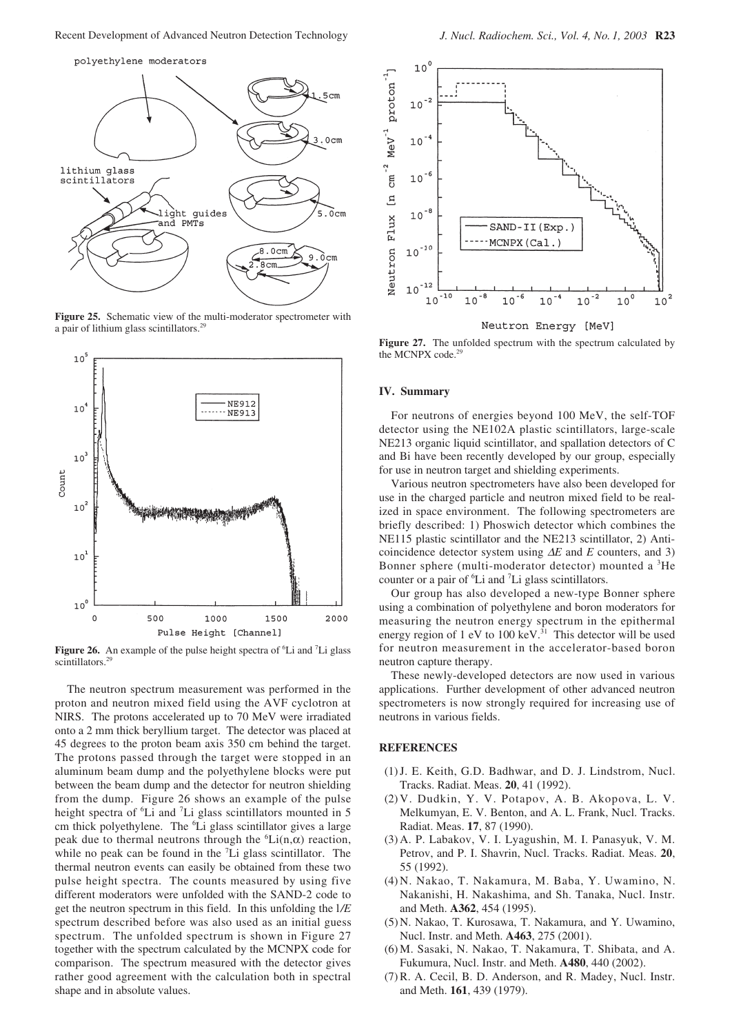Figure 25. Schematic view of the multi-moderator spectrometer with a pair of lithium glass scintillators.[29]

Figure 26. An example of the pulse height spectra of $^{6}$Li and $^{7}$Li glass scintillators.[29]

The neutron spectrum measurement was performed in the proton and neutron mixed field using the AVF cyclotron at NIRS. The protons accelerated up to 70 MeV were irradiated onto a 2 mm thick beryllium target. The detector was placed at 45 degrees to the proton beam axis 350 cm behind the target. The protons passed through the target were stopped in an aluminum beam dump and the polyethylene blocks were put between the beam dump and the detector for neutron shielding from the dump. Figure 26 shows an example of the pulse height spectra of $^{6}$Li and $^{7}$Li glass scintillators mounted in 5 cm thick polyethylene. The $^{6}$Li glass scintillator gives a large peak due to thermal neutrons through the $^{6}$Li(n,$\alpha$) reaction, while no peak can be found in the $^{7}$Li glass scintillator. The thermal neutron events can easily be obtained from these two pulse height spectra. The counts measured by using five different moderators were unfolded with the SAND-2 code to get the neutron spectrum in this field. In this unfolding the 1/*E* spectrum described before was also used as an initial guess spectrum. The unfolded spectrum is shown in Figure 27 together with the spectrum calculated by the MCNPX code for comparison. The spectrum measured with the detector gives rather good agreement with the calculation both in spectral shape and in absolute values.

Figure 27. The unfolded spectrum with the spectrum calculated by the MCNPX code.[29]

## IV. Summary

For neutrons of energies beyond 100 MeV, the self-TOF detector using the NE102A plastic scintillators, large-scale NE213 organic liquid scintillator, and spallation detectors of C and Bi have been recently developed by our group, especially for use in neutron target and shielding experiments.

Various neutron spectrometers have also been developed for use in the charged particle and neutron mixed field to be realized in space environment. The following spectrometers are briefly described: 1) Phoswich detector which combines the NE115 plastic scintillator and the NE213 scintillator, 2) Anti-coincidence detector system using $\Delta E$ and $E$ counters, and 3) Bonner sphere (multi-moderator detector) mounted a $^{3}$He counter or a pair of $^{6}$Li and $^{7}$Li glass scintillators.

Our group has also developed a new-type Bonner sphere using a combination of polyethylene and boron moderators for measuring the neutron energy spectrum in the epithermal energy region of 1 eV to 100 keV.[31] This detector will be used for neutron measurement in the accelerator-based boron neutron capture therapy.

These newly-developed detectors are now used in various applications. Further development of other advanced neutron spectrometers is now strongly required for increasing use of neutrons in various fields.

## REFERENCES

(1) J. E. Keith, G.D. Badhwar, and D. J. Lindstrom, Nucl. Tracks. Radiat. Meas. **20**, 41 (1992).

(2) V. Dudkin, Y. V. Potapov, A. B. Akopova, L. V. Melkumyan, E. V. Benton, and A. L. Frank, Nucl. Tracks. Radiat. Meas. **17**, 87 (1990).

(3) A. P. Labakov, V. I. Lyagushin, M. I. Panasyuk, V. M. Petrov, and P. I. Shavrin, Nucl. Tracks. Radiat. Meas. **20**, 55 (1992).

(4) N. Nakao, T. Nakamura, M. Baba, Y. Uwamino, N. Nakanishi, H. Nakashima, and Sh. Tanaka, Nucl. Instr. and Meth. **A362**, 454 (1995).

(5) N. Nakao, T. Kurosawa, T. Nakamura, and Y. Uwamino, Nucl. Instr. and Meth. **A463**, 275 (2001).

(6) M. Sasaki, N. Nakao, T. Nakamura, T. Shibata, and A. Fukumura, Nucl. Instr. and Meth. **A480**, 440 (2002).

(7) R. A. Cecil, B. D. Anderson, and R. Madey, Nucl. Instr. and Meth. **161**, 439 (1979).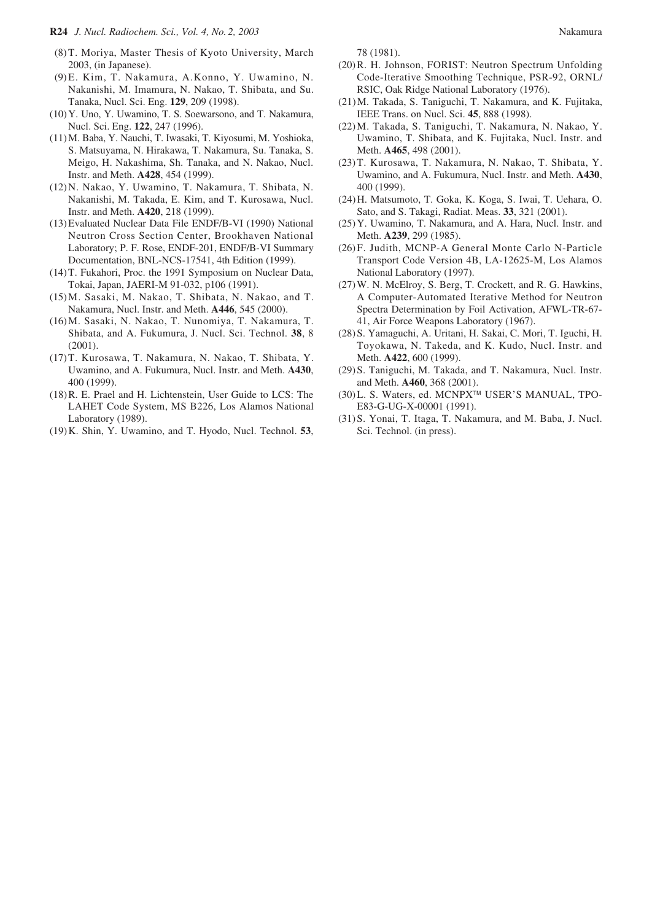(8) T. Moriya, Master Thesis of Kyoto University, March 2003, (in Japanese).

(9) E. Kim, T. Nakamura, A. Konno, Y. Uwamino, N. Nakanishi, M. Imamura, N. Nakao, T. Shibata, and Su. Tanaka, Nucl. Sci. Eng. **129**, 209 (1998).

(10) Y. Uno, Y. Uwamino, T. S. Soewarsono, and T. Nakamura, Nucl. Sci. Eng. **122**, 247 (1996).

(11) M. Baba, Y. Nauchi, T. Iwasaki, T. Kiyosumi, M. Yoshioka, S. Matsuyama, N. Hirakawa, T. Nakamura, Su. Tanaka, S. Meigo, H. Nakashima, Sh. Tanaka, and N. Nakao, Nucl. Instr. and Meth. **A428**, 454 (1999).

(12) N. Nakao, Y. Uwamino, T. Nakamura, T. Shibata, N. Nakanishi, M. Takada, E. Kim, and T. Kurosawa, Nucl. Instr. and Meth. **A420**, 218 (1999).

(13) Evaluated Nuclear Data File ENDF/B-VI (1990) National Neutron Cross Section Center, Brookhaven National Laboratory; P. F. Rose, ENDF-201, ENDF/B-VI Summary Documentation, BNL-NCS-17541, 4th Edition (1999).

(14) T. Fukahori, Proc. the 1991 Symposium on Nuclear Data, Tokai, Japan, JAERI-M 91-032, p106 (1991).

(15) M. Sasaki, M. Nakao, T. Shibata, N. Nakao, and T. Nakamura, Nucl. Instr. and Meth. **A446**, 545 (2000).

(16) M. Sasaki, N. Nakao, T. Nunomiya, T. Nakamura, T. Shibata, and A. Fukumura, J. Nucl. Sci. Technol. **38**, 8 (2001).

(17) T. Kurosawa, T. Nakamura, N. Nakao, T. Shibata, Y. Uwamino, and A. Fukumura, Nucl. Instr. and Meth. **A430**, 400 (1999).

(18) R. E. Prael and H. Lichtenstein, User Guide to LCS: The LAHET Code System, MS B226, Los Alamos National Laboratory (1989).

(19) K. Shin, Y. Uwamino, and T. Hyodo, Nucl. Technol. **53**, 78 (1981).

(20) R. H. Johnson, FORIST: Neutron Spectrum Unfolding Code-Iterative Smoothing Technique, PSR-92, ORNL/RSIC, Oak Ridge National Laboratory (1976).

(21) M. Takada, S. Taniguchi, T. Nakamura, and K. Fujitaka, IEEE Trans. on Nucl. Sci. **45**, 888 (1998).

(22) M. Takada, S. Taniguchi, T. Nakamura, N. Nakao, Y. Uwamino, T. Shibata, and K. Fujitaka, Nucl. Instr. and Meth. **A465**, 498 (2001).

(23) T. Kurosawa, T. Nakamura, N. Nakao, T. Shibata, Y. Uwamino, and A. Fukumura, Nucl. Instr. and Meth. **A430**, 400 (1999).

(24) H. Matsumoto, T. Goka, K. Koga, S. Iwai, T. Uehara, O. Sato, and S. Takagi, Radiat. Meas. **33**, 321 (2001).

(25) Y. Uwamino, T. Nakamura, and A. Hara, Nucl. Instr. and Meth. **A239**, 299 (1985).

(26) F. Judith, MCNP-A General Monte Carlo N-Particle Transport Code Version 4B, LA-12625-M, Los Alamos National Laboratory (1997).

(27) W. N. McElroy, S. Berg, T. Crockett, and R. G. Hawkins, A Computer-Automated Iterative Method for Neutron Spectra Determination by Foil Activation, AFWL-TR-67-41, Air Force Weapons Laboratory (1967).

(28) S. Yamaguchi, A. Uritani, H. Sakai, C. Mori, T. Iguchi, H. Toyokawa, N. Takeda, and K. Kudo, Nucl. Instr. and Meth. **A422**, 600 (1999).

(29) S. Taniguchi, M. Takada, and T. Nakamura, Nucl. Instr. and Meth. **A460**, 368 (2001).

(30) L. S. Waters, ed. MCNPX™ USER'S MANUAL, TPO-E83-G-UG-X-00001 (1991).

(31) S. Yonai, T. Itaga, T. Nakamura, and M. Baba, J. Nucl. Sci. Technol. (in press).